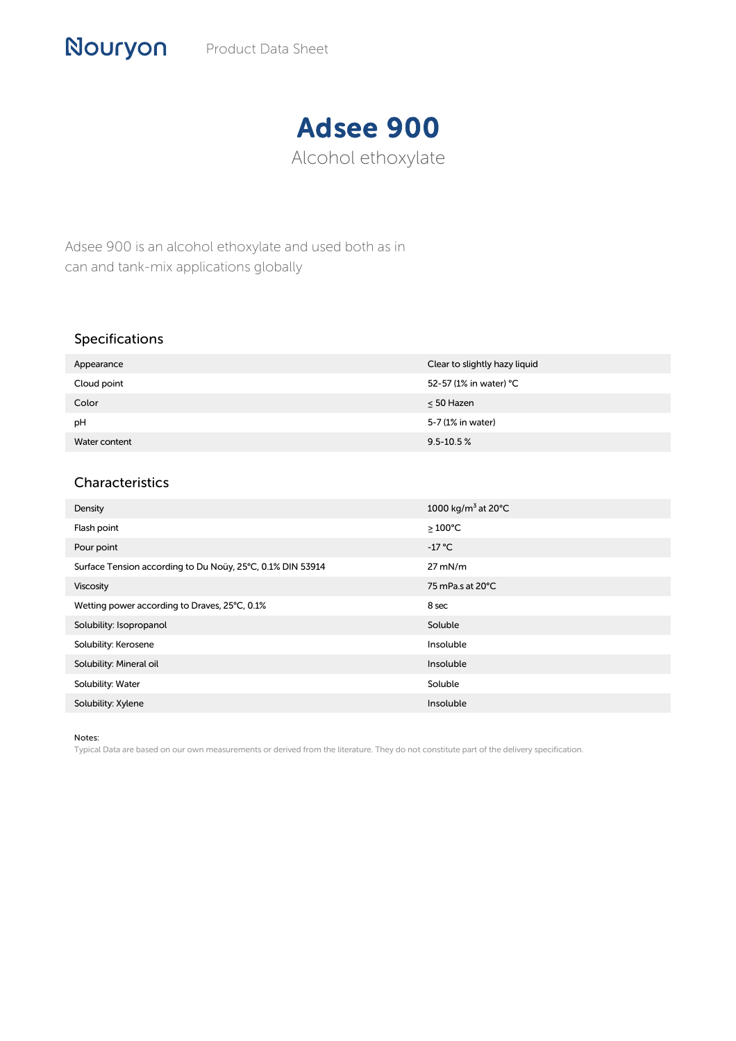Nouryon Product Data Sheet

# Adsee 900

## Alcohol ethoxylate

Adsee 900 is an alcohol ethoxylate and used both as in can and tank-mix applications globally

### Specifications

| | |
|---|---|
| Appearance | Clear to slightly hazy liquid |
| Cloud point | 52-57 (1% in water) °C |
| Color | ≤ 50 Hazen |
| pH | 5-7 (1% in water) |
| Water content | 9.5-10.5 % |

### Characteristics

| | |
|---|---|
| Density | 1000 kg/m$^3$ at 20°C |
| Flash point | ≥ 100°C |
| Pour point | -17 °C |
| Surface Tension according to Du Noüy, 25°C, 0.1% DIN 53914 | 27 mN/m |
| Viscosity | 75 mPa.s at 20°C |
| Wetting power according to Draves, 25°C, 0.1% | 8 sec |
| Solubility: Isopropanol | Soluble |
| Solubility: Kerosene | Insoluble |
| Solubility: Mineral oil | Insoluble |
| Solubility: Water | Soluble |
| Solubility: Xylene | Insoluble |

Notes:
Typical Data are based on our own measurements or derived from the literature. They do not constitute part of the delivery specification.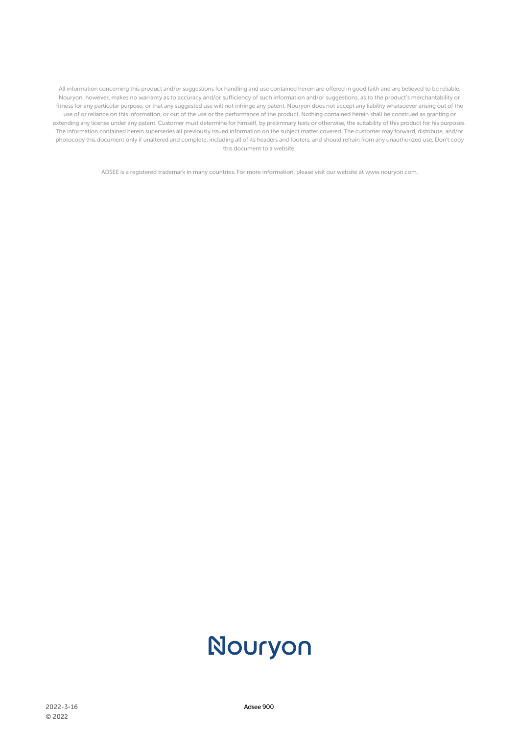All information concerning this product and/or suggestions for handling and use contained herein are offered in good faith and are believed to be reliable. Nouryon, however, makes no warranty as to accuracy and/or sufficiency of such information and/or suggestions, as to the product's merchantability or fitness for any particular purpose, or that any suggested use will not infringe any patent. Nouryon does not accept any liability whatsoever arising out of the use of or reliance on this information, or out of the use or the performance of the product. Nothing contained herein shall be construed as granting or extending any license under any patent. Customer must determine for himself, by preliminary tests or otherwise, the suitability of this product for his purposes. The information contained herein supersedes all previously issued information on the subject matter covered. The customer may forward, distribute, and/or photocopy this document only if unaltered and complete, including all of its headers and footers, and should refrain from any unauthorized use. Don't copy this document to a website.

ADSEE is a registered trademark in many countries. For more information, please visit our website at www.nouryon.com.

Nouryon

2022-3-16

© 2022